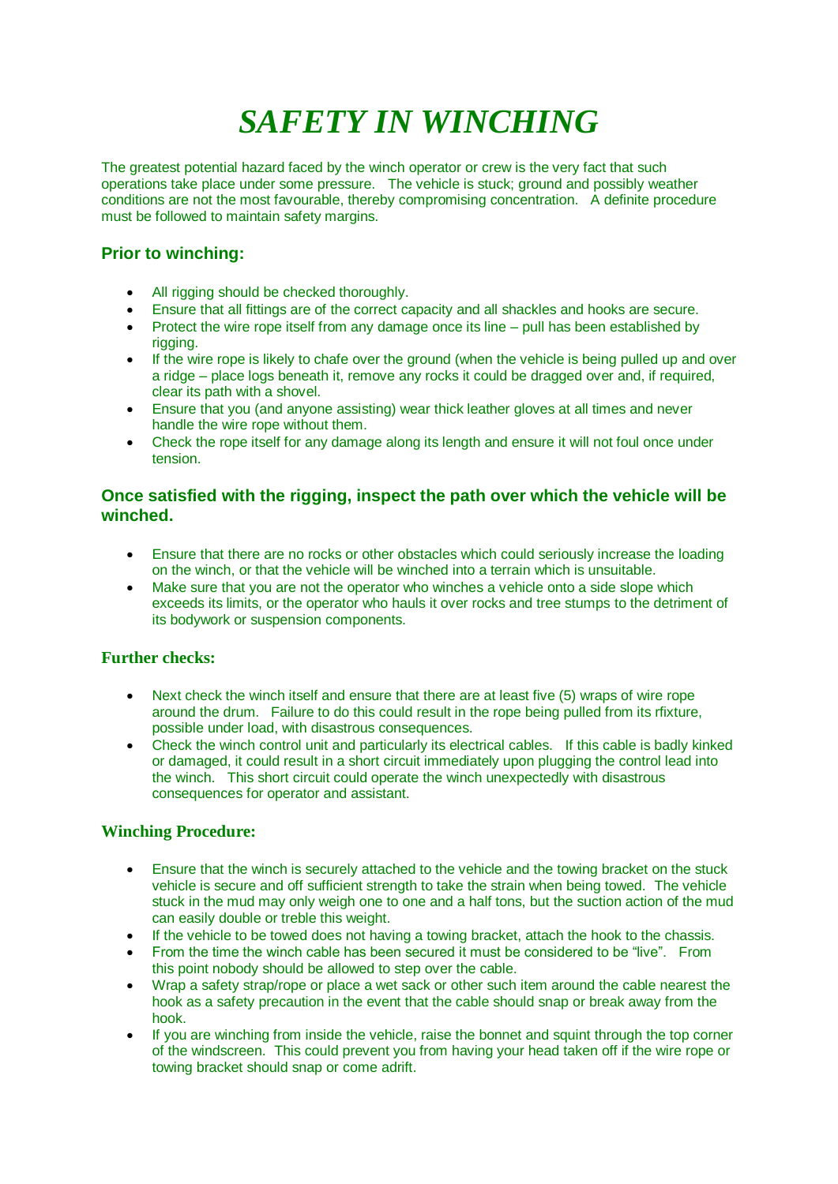# *SAFETY IN WINCHING*

The greatest potential hazard faced by the winch operator or crew is the very fact that such operations take place under some pressure. The vehicle is stuck; ground and possibly weather conditions are not the most favourable, thereby compromising concentration. A definite procedure must be followed to maintain safety margins.

## Prior to winching:

- All rigging should be checked thoroughly.
- Ensure that all fittings are of the correct capacity and all shackles and hooks are secure.
- Protect the wire rope itself from any damage once its line – pull has been established by rigging.
- If the wire rope is likely to chafe over the ground (when the vehicle is being pulled up and over a ridge – place logs beneath it, remove any rocks it could be dragged over and, if required, clear its path with a shovel.
- Ensure that you (and anyone assisting) wear thick leather gloves at all times and never handle the wire rope without them.
- Check the rope itself for any damage along its length and ensure it will not foul once under tension.

## Once satisfied with the rigging, inspect the path over which the vehicle will be winched.

- Ensure that there are no rocks or other obstacles which could seriously increase the loading on the winch, or that the vehicle will be winched into a terrain which is unsuitable.
- Make sure that you are not the operator who winches a vehicle onto a side slope which exceeds its limits, or the operator who hauls it over rocks and tree stumps to the detriment of its bodywork or suspension components.

### Further checks:

- Next check the winch itself and ensure that there are at least five (5) wraps of wire rope around the drum. Failure to do this could result in the rope being pulled from its rfixture, possible under load, with disastrous consequences.
- Check the winch control unit and particularly its electrical cables. If this cable is badly kinked or damaged, it could result in a short circuit immediately upon plugging the control lead into the winch. This short circuit could operate the winch unexpectedly with disastrous consequences for operator and assistant.

### Winching Procedure:

- Ensure that the winch is securely attached to the vehicle and the towing bracket on the stuck vehicle is secure and off sufficient strength to take the strain when being towed. The vehicle stuck in the mud may only weigh one to one and a half tons, but the suction action of the mud can easily double or treble this weight.
- If the vehicle to be towed does not having a towing bracket, attach the hook to the chassis.
- From the time the winch cable has been secured it must be considered to be "live". From this point nobody should be allowed to step over the cable.
- Wrap a safety strap/rope or place a wet sack or other such item around the cable nearest the hook as a safety precaution in the event that the cable should snap or break away from the hook.
- If you are winching from inside the vehicle, raise the bonnet and squint through the top corner of the windscreen. This could prevent you from having your head taken off if the wire rope or towing bracket should snap or come adrift.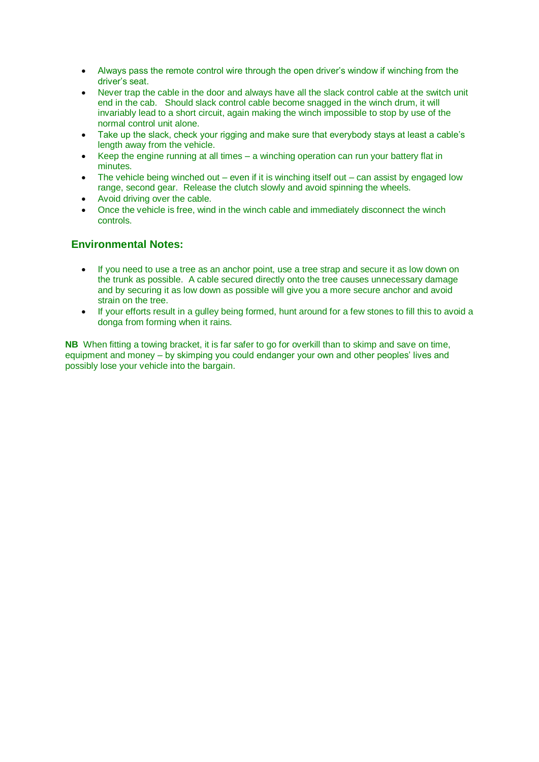- Always pass the remote control wire through the open driver's window if winching from the driver's seat.
- Never trap the cable in the door and always have all the slack control cable at the switch unit end in the cab. Should slack control cable become snagged in the winch drum, it will invariably lead to a short circuit, again making the winch impossible to stop by use of the normal control unit alone.
- Take up the slack, check your rigging and make sure that everybody stays at least a cable's length away from the vehicle.
- Keep the engine running at all times – a winching operation can run your battery flat in minutes.
- The vehicle being winched out – even if it is winching itself out – can assist by engaged low range, second gear. Release the clutch slowly and avoid spinning the wheels.
- Avoid driving over the cable.
- Once the vehicle is free, wind in the winch cable and immediately disconnect the winch controls.

## Environmental Notes:

- If you need to use a tree as an anchor point, use a tree strap and secure it as low down on the trunk as possible. A cable secured directly onto the tree causes unnecessary damage and by securing it as low down as possible will give you a more secure anchor and avoid strain on the tree.
- If your efforts result in a gulley being formed, hunt around for a few stones to fill this to avoid a donga from forming when it rains.

**NB** When fitting a towing bracket, it is far safer to go for overkill than to skimp and save on time, equipment and money – by skimping you could endanger your own and other peoples' lives and possibly lose your vehicle into the bargain.